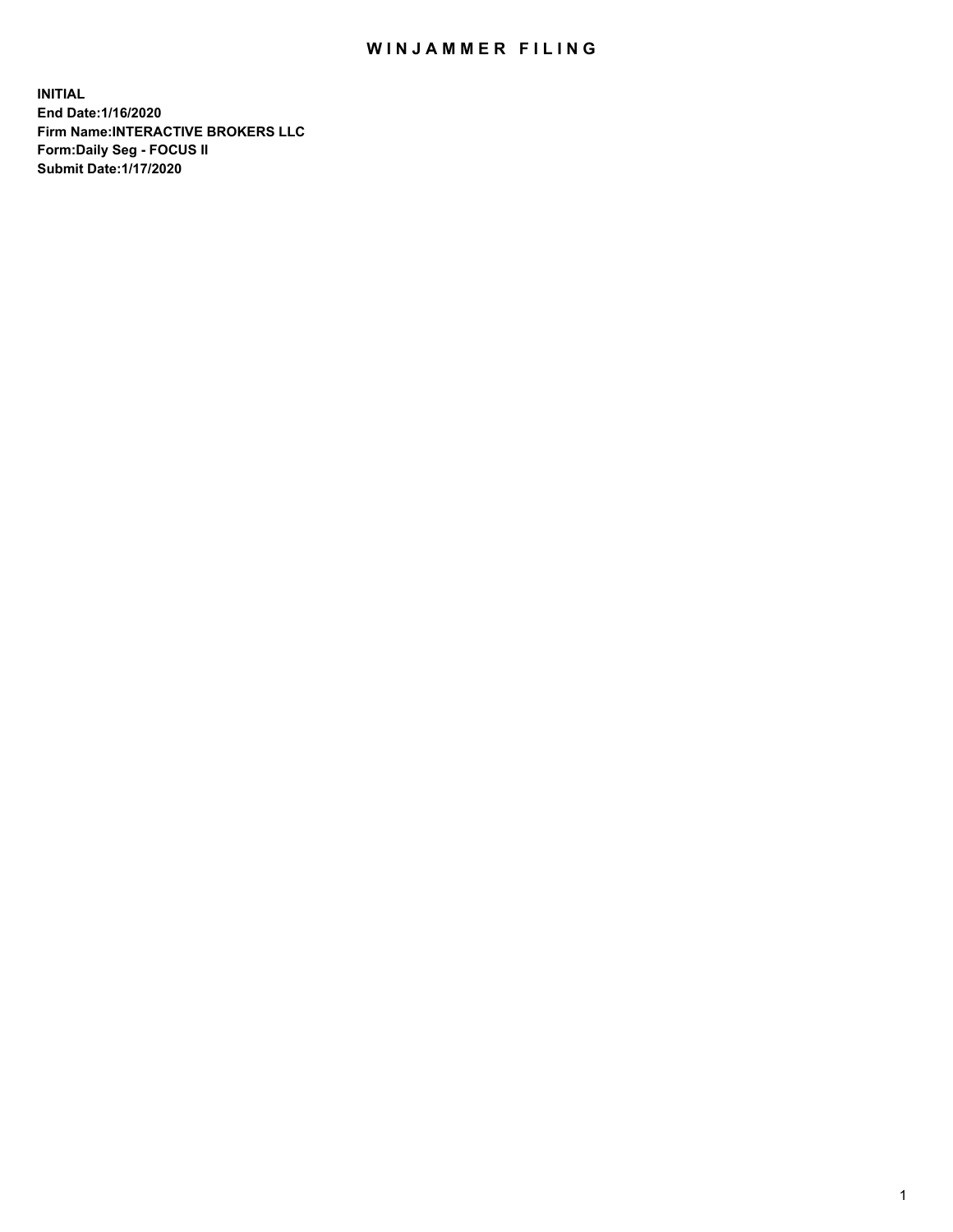# WINJAMMER FILING

**INITIAL**
**End Date:1/16/2020**
**Firm Name:INTERACTIVE BROKERS LLC**
**Form:Daily Seg - FOCUS II**
**Submit Date:1/17/2020**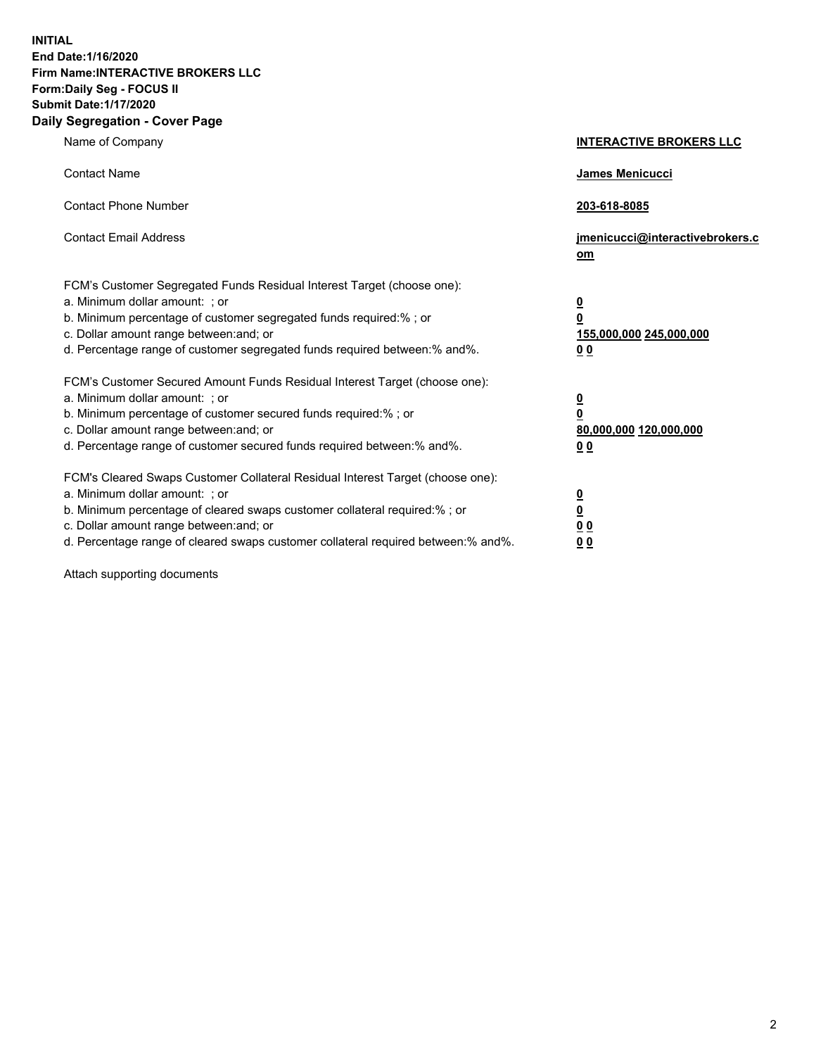**INITIAL**
**End Date:1/16/2020**
**Firm Name:INTERACTIVE BROKERS LLC**
**Form:Daily Seg - FOCUS II**
**Submit Date:1/17/2020**
**Daily Segregation - Cover Page**

| | |
|---|---|
| Name of Company | **INTERACTIVE BROKERS LLC** |
| Contact Name | **James Menicucci** |
| Contact Phone Number | **203-618-8085** |
| Contact Email Address | **jmenicucci@interactivebrokers.com** |
| FCM's Customer Segregated Funds Residual Interest Target (choose one): | |
| a. Minimum dollar amount: ; or | **0** |
| b. Minimum percentage of customer segregated funds required:% ; or | **0** |
| c. Dollar amount range between:and; or | **155,000,000 245,000,000** |
| d. Percentage range of customer segregated funds required between:% and%. | **0 0** |
| FCM's Customer Secured Amount Funds Residual Interest Target (choose one): | |
| a. Minimum dollar amount: ; or | **0** |
| b. Minimum percentage of customer secured funds required:% ; or | **0** |
| c. Dollar amount range between:and; or | **80,000,000 120,000,000** |
| d. Percentage range of customer secured funds required between:% and%. | **0 0** |
| FCM's Cleared Swaps Customer Collateral Residual Interest Target (choose one): | |
| a. Minimum dollar amount: ; or | **0** |
| b. Minimum percentage of cleared swaps customer collateral required:% ; or | **0** |
| c. Dollar amount range between:and; or | **0 0** |
| d. Percentage range of cleared swaps customer collateral required between:% and%. | **0 0** |

Attach supporting documents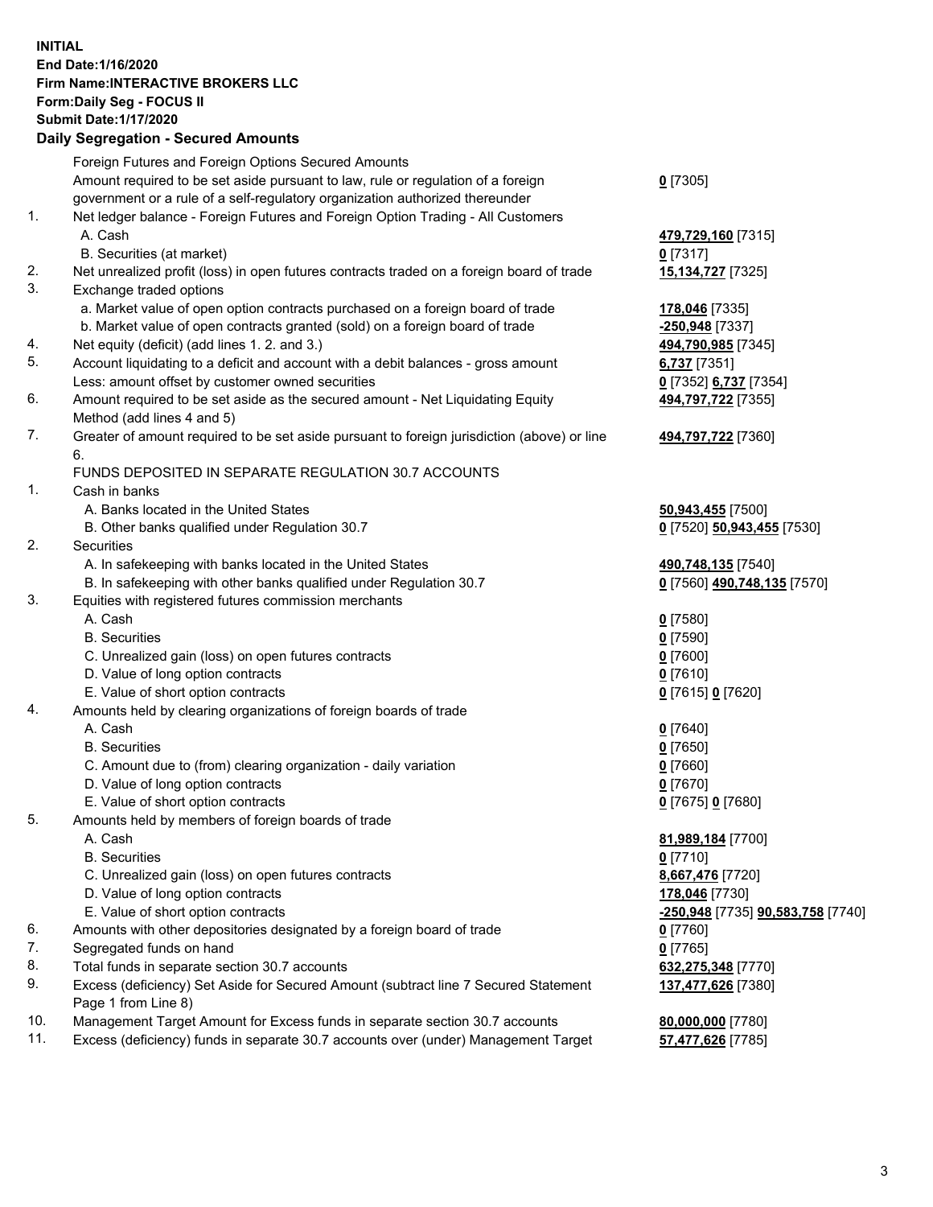**INITIAL**
**End Date:1/16/2020**
**Firm Name:INTERACTIVE BROKERS LLC**
**Form:Daily Seg - FOCUS II**
**Submit Date:1/17/2020**

## Daily Segregation - Secured Amounts

| | | |
|---|---|---|
| | Foreign Futures and Foreign Options Secured Amounts | |
| | Amount required to be set aside pursuant to law, rule or regulation of a foreign government or a rule of a self-regulatory organization authorized thereunder | **0** [7305] |
| 1. | Net ledger balance - Foreign Futures and Foreign Option Trading - All Customers | |
| | A. Cash | **479,729,160** [7315] |
| | B. Securities (at market) | **0** [7317] |
| 2. | Net unrealized profit (loss) in open futures contracts traded on a foreign board of trade | **15,134,727** [7325] |
| 3. | Exchange traded options | |
| | a. Market value of open option contracts purchased on a foreign board of trade | **178,046** [7335] |
| | b. Market value of open contracts granted (sold) on a foreign board of trade | **-250,948** [7337] |
| 4. | Net equity (deficit) (add lines 1. 2. and 3.) | **494,790,985** [7345] |
| 5. | Account liquidating to a deficit and account with a debit balances - gross amount | **6,737** [7351] |
| | Less: amount offset by customer owned securities | **0** [7352] **6,737** [7354] |
| 6. | Amount required to be set aside as the secured amount - Net Liquidating Equity Method (add lines 4 and 5) | **494,797,722** [7355] |
| 7. | Greater of amount required to be set aside pursuant to foreign jurisdiction (above) or line 6. | **494,797,722** [7360] |
| | FUNDS DEPOSITED IN SEPARATE REGULATION 30.7 ACCOUNTS | |
| 1. | Cash in banks | |
| | A. Banks located in the United States | **50,943,455** [7500] |
| | B. Other banks qualified under Regulation 30.7 | **0** [7520] **50,943,455** [7530] |
| 2. | Securities | |
| | A. In safekeeping with banks located in the United States | **490,748,135** [7540] |
| | B. In safekeeping with other banks qualified under Regulation 30.7 | **0** [7560] **490,748,135** [7570] |
| 3. | Equities with registered futures commission merchants | |
| | A. Cash | **0** [7580] |
| | B. Securities | **0** [7590] |
| | C. Unrealized gain (loss) on open futures contracts | **0** [7600] |
| | D. Value of long option contracts | **0** [7610] |
| | E. Value of short option contracts | **0** [7615] **0** [7620] |
| 4. | Amounts held by clearing organizations of foreign boards of trade | |
| | A. Cash | **0** [7640] |
| | B. Securities | **0** [7650] |
| | C. Amount due to (from) clearing organization - daily variation | **0** [7660] |
| | D. Value of long option contracts | **0** [7670] |
| | E. Value of short option contracts | **0** [7675] **0** [7680] |
| 5. | Amounts held by members of foreign boards of trade | |
| | A. Cash | **81,989,184** [7700] |
| | B. Securities | **0** [7710] |
| | C. Unrealized gain (loss) on open futures contracts | **8,667,476** [7720] |
| | D. Value of long option contracts | **178,046** [7730] |
| | E. Value of short option contracts | **-250,948** [7735] **90,583,758** [7740] |
| 6. | Amounts with other depositories designated by a foreign board of trade | **0** [7760] |
| 7. | Segregated funds on hand | **0** [7765] |
| 8. | Total funds in separate section 30.7 accounts | **632,275,348** [7770] |
| 9. | Excess (deficiency) Set Aside for Secured Amount (subtract line 7 Secured Statement Page 1 from Line 8) | **137,477,626** [7380] |
| 10. | Management Target Amount for Excess funds in separate section 30.7 accounts | **80,000,000** [7780] |
| 11. | Excess (deficiency) funds in separate 30.7 accounts over (under) Management Target | **57,477,626** [7785] |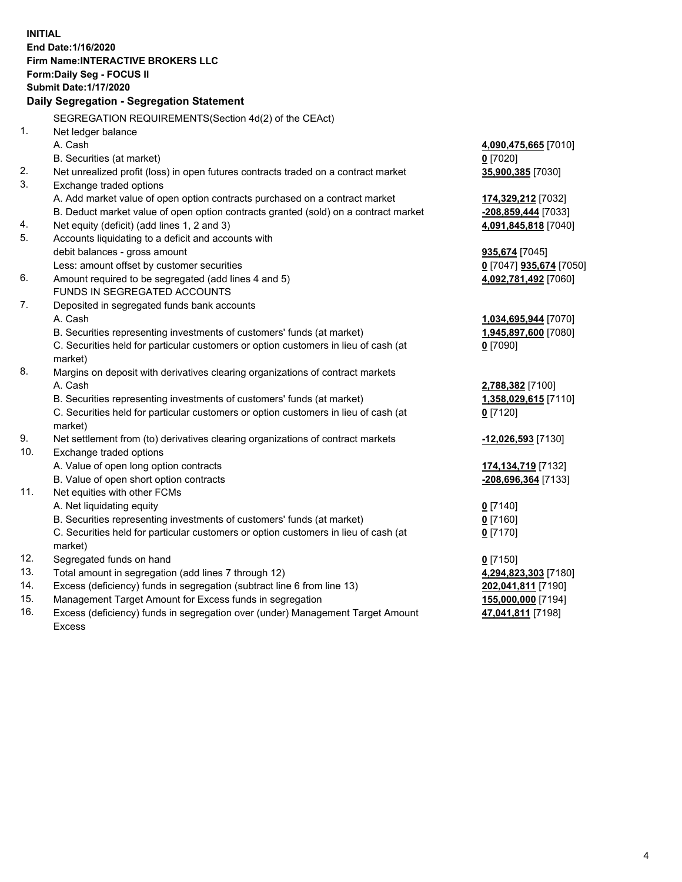**INITIAL**
**End Date:1/16/2020**
**Firm Name:INTERACTIVE BROKERS LLC**
**Form:Daily Seg - FOCUS II**
**Submit Date:1/17/2020**

## Daily Segregation - Segregation Statement

SEGREGATION REQUIREMENTS(Section 4d(2) of the CEAct)

| | | |
|---|---|---|
| 1. | Net ledger balance | |
| | A. Cash | **4,090,475,665** [7010] |
| | B. Securities (at market) | **0** [7020] |
| 2. | Net unrealized profit (loss) in open futures contracts traded on a contract market | **35,900,385** [7030] |
| 3. | Exchange traded options | |
| | A. Add market value of open option contracts purchased on a contract market | **174,329,212** [7032] |
| | B. Deduct market value of open option contracts granted (sold) on a contract market | **-208,859,444** [7033] |
| 4. | Net equity (deficit) (add lines 1, 2 and 3) | **4,091,845,818** [7040] |
| 5. | Accounts liquidating to a deficit and accounts with debit balances - gross amount | **935,674** [7045] |
| | Less: amount offset by customer securities | **0** [7047] **935,674** [7050] |
| 6. | Amount required to be segregated (add lines 4 and 5) | **4,092,781,492** [7060] |
| | FUNDS IN SEGREGATED ACCOUNTS | |
| 7. | Deposited in segregated funds bank accounts | |
| | A. Cash | **1,034,695,944** [7070] |
| | B. Securities representing investments of customers' funds (at market) | **1,945,897,600** [7080] |
| | C. Securities held for particular customers or option customers in lieu of cash (at market) | **0** [7090] |
| 8. | Margins on deposit with derivatives clearing organizations of contract markets | |
| | A. Cash | **2,788,382** [7100] |
| | B. Securities representing investments of customers' funds (at market) | **1,358,029,615** [7110] |
| | C. Securities held for particular customers or option customers in lieu of cash (at market) | **0** [7120] |
| 9. | Net settlement from (to) derivatives clearing organizations of contract markets | **-12,026,593** [7130] |
| 10. | Exchange traded options | |
| | A. Value of open long option contracts | **174,134,719** [7132] |
| | B. Value of open short option contracts | **-208,696,364** [7133] |
| 11. | Net equities with other FCMs | |
| | A. Net liquidating equity | **0** [7140] |
| | B. Securities representing investments of customers' funds (at market) | **0** [7160] |
| | C. Securities held for particular customers or option customers in lieu of cash (at market) | **0** [7170] |
| 12. | Segregated funds on hand | **0** [7150] |
| 13. | Total amount in segregation (add lines 7 through 12) | **4,294,823,303** [7180] |
| 14. | Excess (deficiency) funds in segregation (subtract line 6 from line 13) | **202,041,811** [7190] |
| 15. | Management Target Amount for Excess funds in segregation | **155,000,000** [7194] |
| 16. | Excess (deficiency) funds in segregation over (under) Management Target Amount Excess | **47,041,811** [7198] |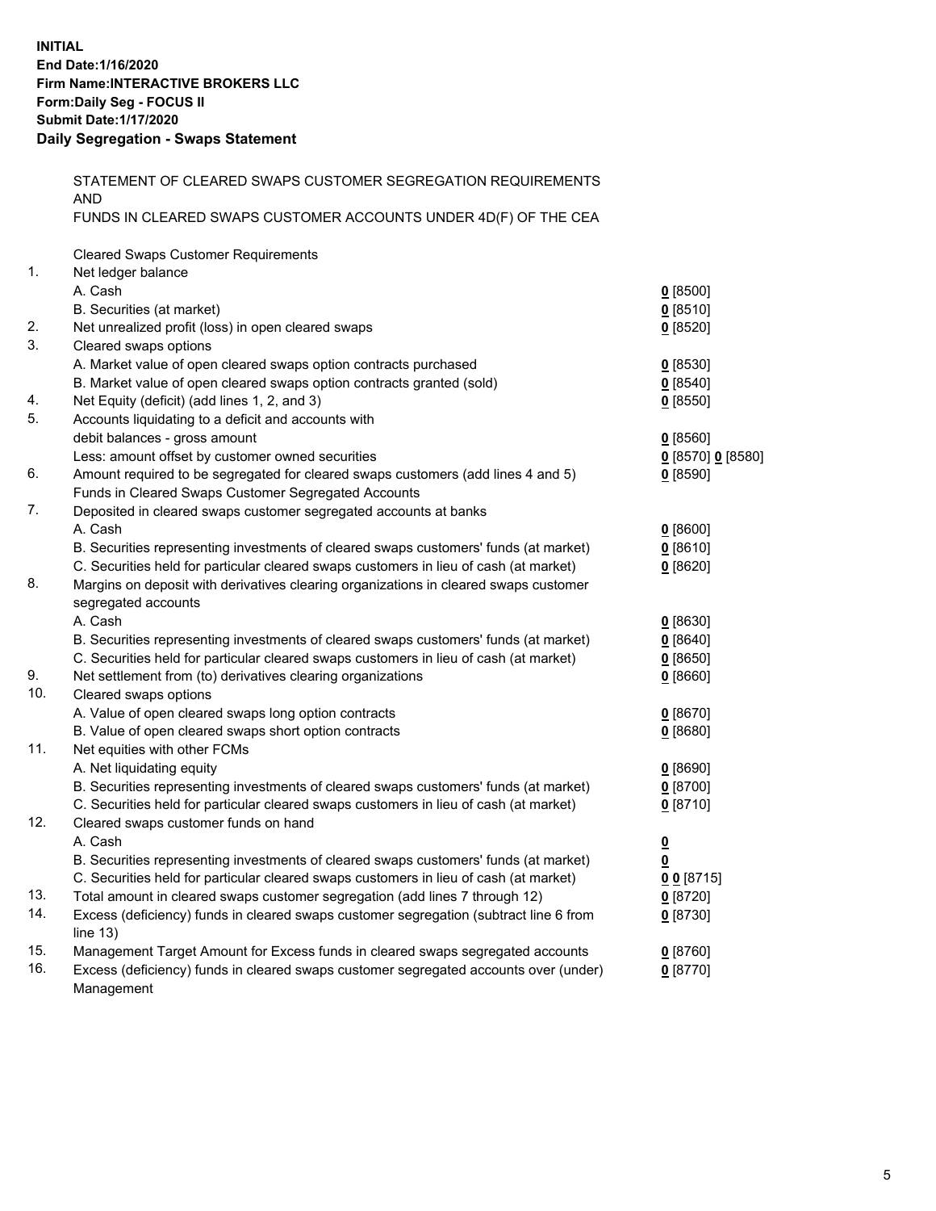**INITIAL**
**End Date:1/16/2020**
**Firm Name:INTERACTIVE BROKERS LLC**
**Form:Daily Seg - FOCUS II**
**Submit Date:1/17/2020**
**Daily Segregation - Swaps Statement**

STATEMENT OF CLEARED SWAPS CUSTOMER SEGREGATION REQUIREMENTS AND FUNDS IN CLEARED SWAPS CUSTOMER ACCOUNTS UNDER 4D(F) OF THE CEA

| | | |
|---|---|---|
| | Cleared Swaps Customer Requirements | |
| 1. | Net ledger balance | |
| | A. Cash | 0 [8500] |
| | B. Securities (at market) | 0 [8510] |
| 2. | Net unrealized profit (loss) in open cleared swaps | 0 [8520] |
| 3. | Cleared swaps options | |
| | A. Market value of open cleared swaps option contracts purchased | 0 [8530] |
| | B. Market value of open cleared swaps option contracts granted (sold) | 0 [8540] |
| 4. | Net Equity (deficit) (add lines 1, 2, and 3) | 0 [8550] |
| 5. | Accounts liquidating to a deficit and accounts with | |
| | debit balances - gross amount | 0 [8560] |
| | Less: amount offset by customer owned securities | 0 [8570] 0 [8580] |
| 6. | Amount required to be segregated for cleared swaps customers (add lines 4 and 5) | 0 [8590] |
| | Funds in Cleared Swaps Customer Segregated Accounts | |
| 7. | Deposited in cleared swaps customer segregated accounts at banks | |
| | A. Cash | 0 [8600] |
| | B. Securities representing investments of cleared swaps customers' funds (at market) | 0 [8610] |
| | C. Securities held for particular cleared swaps customers in lieu of cash (at market) | 0 [8620] |
| 8. | Margins on deposit with derivatives clearing organizations in cleared swaps customer segregated accounts | |
| | A. Cash | 0 [8630] |
| | B. Securities representing investments of cleared swaps customers' funds (at market) | 0 [8640] |
| | C. Securities held for particular cleared swaps customers in lieu of cash (at market) | 0 [8650] |
| 9. | Net settlement from (to) derivatives clearing organizations | 0 [8660] |
| 10. | Cleared swaps options | |
| | A. Value of open cleared swaps long option contracts | 0 [8670] |
| | B. Value of open cleared swaps short option contracts | 0 [8680] |
| 11. | Net equities with other FCMs | |
| | A. Net liquidating equity | 0 [8690] |
| | B. Securities representing investments of cleared swaps customers' funds (at market) | 0 [8700] |
| | C. Securities held for particular cleared swaps customers in lieu of cash (at market) | 0 [8710] |
| 12. | Cleared swaps customer funds on hand | |
| | A. Cash | 0 |
| | B. Securities representing investments of cleared swaps customers' funds (at market) | 0 |
| | C. Securities held for particular cleared swaps customers in lieu of cash (at market) | 0 0 [8715] |
| 13. | Total amount in cleared swaps customer segregation (add lines 7 through 12) | 0 [8720] |
| 14. | Excess (deficiency) funds in cleared swaps customer segregation (subtract line 6 from line 13) | 0 [8730] |
| 15. | Management Target Amount for Excess funds in cleared swaps segregated accounts | 0 [8760] |
| 16. | Excess (deficiency) funds in cleared swaps customer segregated accounts over (under) Management | 0 [8770] |